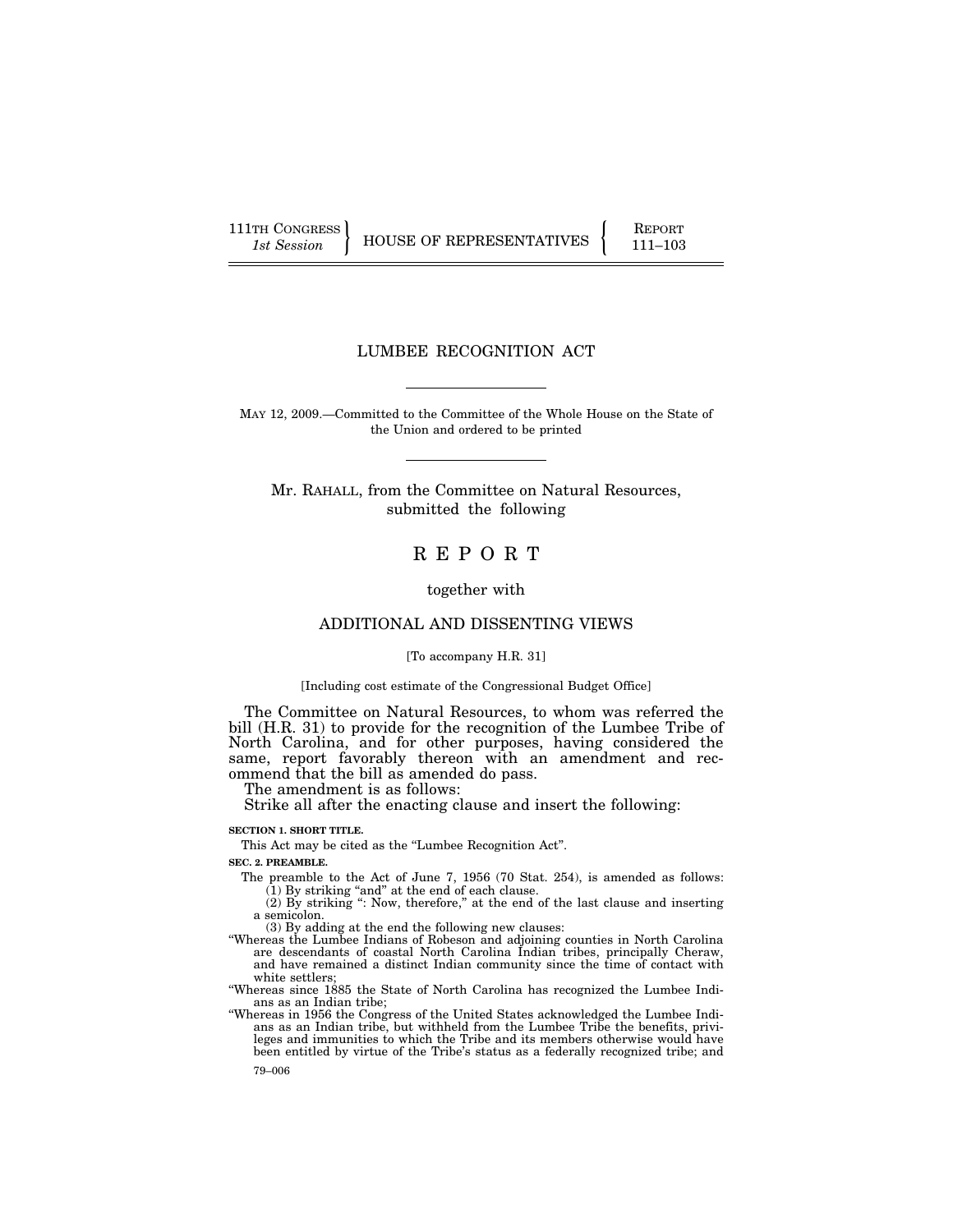111TH CONGRESS
*1st Session*

HOUSE OF REPRESENTATIVES

REPORT
111–103

# LUMBEE RECOGNITION ACT

MAY 12, 2009.—Committed to the Committee of the Whole House on the State of the Union and ordered to be printed

Mr. RAHALL, from the Committee on Natural Resources, submitted the following

# R E P O R T

together with

## ADDITIONAL AND DISSENTING VIEWS

[To accompany H.R. 31]

[Including cost estimate of the Congressional Budget Office]

The Committee on Natural Resources, to whom was referred the bill (H.R. 31) to provide for the recognition of the Lumbee Tribe of North Carolina, and for other purposes, having considered the same, report favorably thereon with an amendment and recommend that the bill as amended do pass.

The amendment is as follows:

Strike all after the enacting clause and insert the following:

**SECTION 1. SHORT TITLE.**

This Act may be cited as the "Lumbee Recognition Act".

**SEC. 2. PREAMBLE.**

The preamble to the Act of June 7, 1956 (70 Stat. 254), is amended as follows:

(1) By striking "and" at the end of each clause.

(2) By striking ": Now, therefore," at the end of the last clause and inserting a semicolon.

(3) By adding at the end the following new clauses:

"Whereas the Lumbee Indians of Robeson and adjoining counties in North Carolina are descendants of coastal North Carolina Indian tribes, principally Cheraw, and have remained a distinct Indian community since the time of contact with white settlers;

"Whereas since 1885 the State of North Carolina has recognized the Lumbee Indians as an Indian tribe;

"Whereas in 1956 the Congress of the United States acknowledged the Lumbee Indians as an Indian tribe, but withheld from the Lumbee Tribe the benefits, privileges and immunities to which the Tribe and its members otherwise would have been entitled by virtue of the Tribe's status as a federally recognized tribe; and

79–006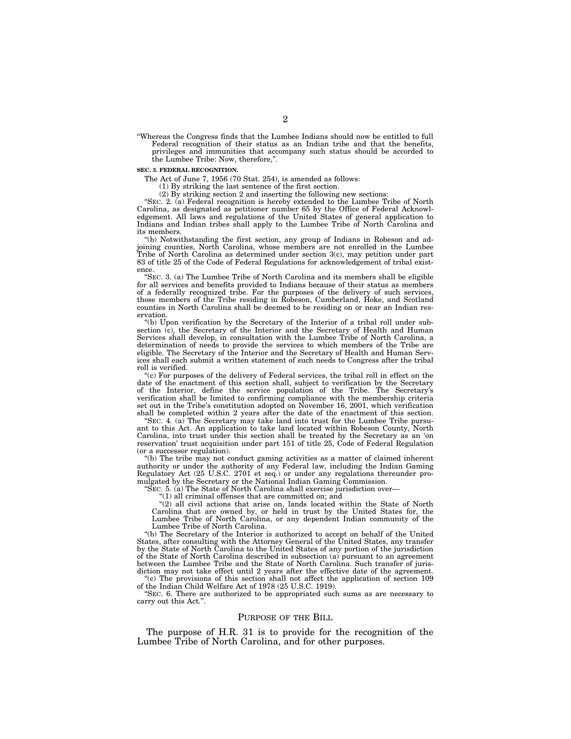"Whereas the Congress finds that the Lumbee Indians should now be entitled to full Federal recognition of their status as an Indian tribe and that the benefits, privileges and immunities that accompany such status should be accorded to the Lumbee Tribe: Now, therefore,".

**SEC. 3. FEDERAL RECOGNITION.**

The Act of June 7, 1956 (70 Stat. 254), is amended as follows:

(1) By striking the last sentence of the first section.

(2) By striking section 2 and inserting the following new sections:

"SEC. 2. (a) Federal recognition is hereby extended to the Lumbee Tribe of North Carolina, as designated as petitioner number 65 by the Office of Federal Acknowledgement. All laws and regulations of the United States of general application to Indians and Indian tribes shall apply to the Lumbee Tribe of North Carolina and its members.

"(b) Notwithstanding the first section, any group of Indians in Robeson and adjoining counties, North Carolina, whose members are not enrolled in the Lumbee Tribe of North Carolina as determined under section 3(c), may petition under part 83 of title 25 of the Code of Federal Regulations for acknowledgement of tribal existence.

"SEC. 3. (a) The Lumbee Tribe of North Carolina and its members shall be eligible for all services and benefits provided to Indians because of their status as members of a federally recognized tribe. For the purposes of the delivery of such services, those members of the Tribe residing in Robeson, Cumberland, Hoke, and Scotland counties in North Carolina shall be deemed to be residing on or near an Indian reservation.

"(b) Upon verification by the Secretary of the Interior of a tribal roll under subsection (c), the Secretary of the Interior and the Secretary of Health and Human Services shall develop, in consultation with the Lumbee Tribe of North Carolina, a determination of needs to provide the services to which members of the Tribe are eligible. The Secretary of the Interior and the Secretary of Health and Human Services shall each submit a written statement of such needs to Congress after the tribal roll is verified.

"(c) For purposes of the delivery of Federal services, the tribal roll in effect on the date of the enactment of this section shall, subject to verification by the Secretary of the Interior, define the service population of the Tribe. The Secretary's verification shall be limited to confirming compliance with the membership criteria set out in the Tribe's constitution adopted on November 16, 2001, which verification shall be completed within 2 years after the date of the enactment of this section.

"SEC. 4. (a) The Secretary may take land into trust for the Lumbee Tribe pursuant to this Act. An application to take land located within Robeson County, North Carolina, into trust under this section shall be treated by the Secretary as an 'on reservation' trust acquisition under part 151 of title 25, Code of Federal Regulation (or a successor regulation).

"(b) The tribe may not conduct gaming activities as a matter of claimed inherent authority or under the authority of any Federal law, including the Indian Gaming Regulatory Act (25 U.S.C. 2701 et seq.) or under any regulations thereunder promulgated by the Secretary or the National Indian Gaming Commission.

"SEC. 5. (a) The State of North Carolina shall exercise jurisdiction over—

"(1) all criminal offenses that are committed on; and

"(2) all civil actions that arise on, lands located within the State of North Carolina that are owned by, or held in trust by the United States for, the Lumbee Tribe of North Carolina, or any dependent Indian community of the Lumbee Tribe of North Carolina.

"(b) The Secretary of the Interior is authorized to accept on behalf of the United States, after consulting with the Attorney General of the United States, any transfer by the State of North Carolina to the United States of any portion of the jurisdiction of the State of North Carolina described in subsection (a) pursuant to an agreement between the Lumbee Tribe and the State of North Carolina. Such transfer of jurisdiction may not take effect until 2 years after the effective date of the agreement.

"(c) The provisions of this section shall not affect the application of section 109 of the Indian Child Welfare Act of 1978 (25 U.S.C. 1919).

"SEC. 6. There are authorized to be appropriated such sums as are necessary to carry out this Act.".

## PURPOSE OF THE BILL

The purpose of H.R. 31 is to provide for the recognition of the Lumbee Tribe of North Carolina, and for other purposes.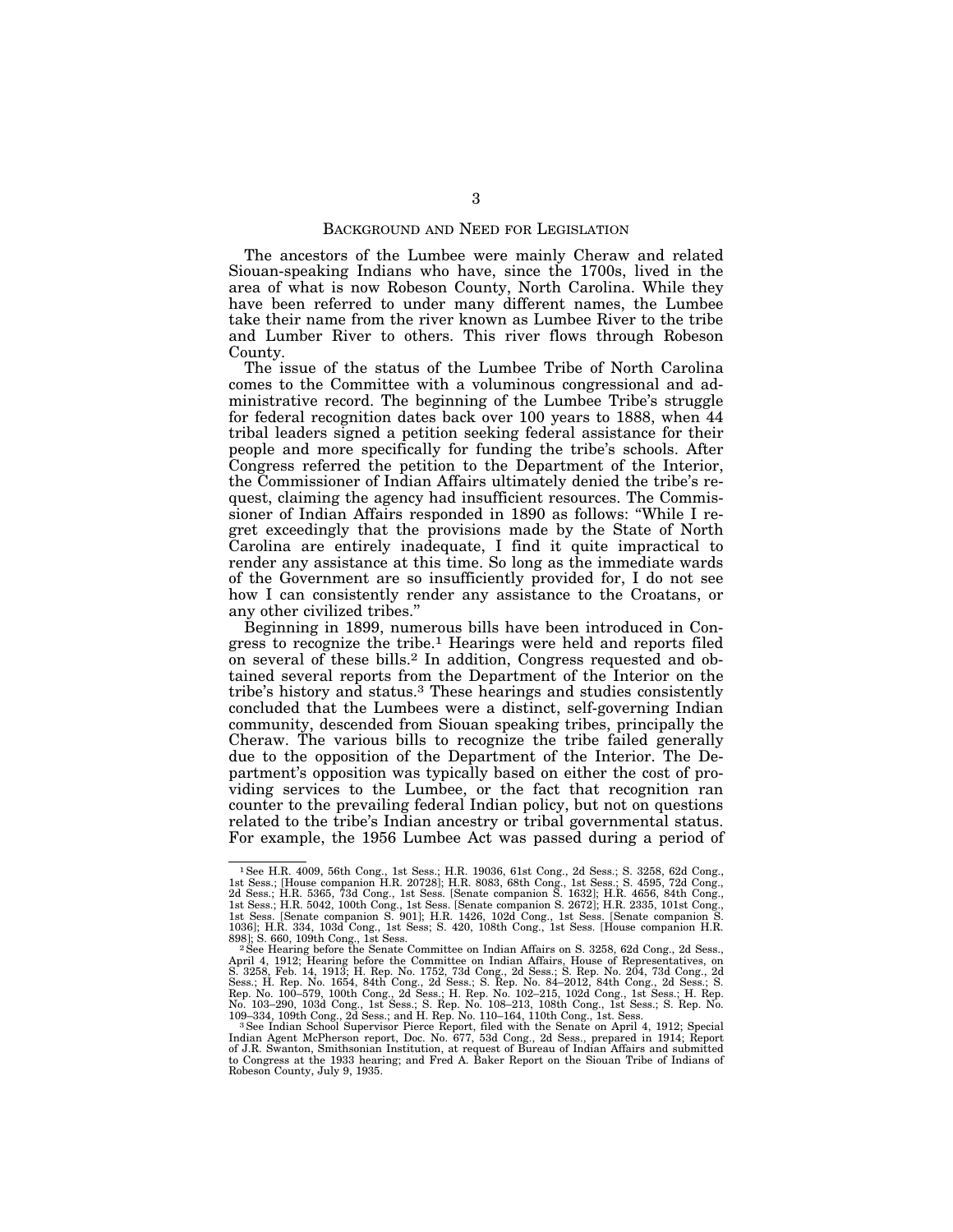## BACKGROUND AND NEED FOR LEGISLATION

The ancestors of the Lumbee were mainly Cheraw and related Siouan-speaking Indians who have, since the 1700s, lived in the area of what is now Robeson County, North Carolina. While they have been referred to under many different names, the Lumbee take their name from the river known as Lumbee River to the tribe and Lumber River to others. This river flows through Robeson County.

The issue of the status of the Lumbee Tribe of North Carolina comes to the Committee with a voluminous congressional and administrative record. The beginning of the Lumbee Tribe's struggle for federal recognition dates back over 100 years to 1888, when 44 tribal leaders signed a petition seeking federal assistance for their people and more specifically for funding the tribe's schools. After Congress referred the petition to the Department of the Interior, the Commissioner of Indian Affairs ultimately denied the tribe's request, claiming the agency had insufficient resources. The Commissioner of Indian Affairs responded in 1890 as follows: "While I regret exceedingly that the provisions made by the State of North Carolina are entirely inadequate, I find it quite impractical to render any assistance at this time. So long as the immediate wards of the Government are so insufficiently provided for, I do not see how I can consistently render any assistance to the Croatans, or any other civilized tribes."

Beginning in 1899, numerous bills have been introduced in Congress to recognize the tribe.[1] Hearings were held and reports filed on several of these bills.[2] In addition, Congress requested and obtained several reports from the Department of the Interior on the tribe's history and status.[3] These hearings and studies consistently concluded that the Lumbees were a distinct, self-governing Indian community, descended from Siouan speaking tribes, principally the Cheraw. The various bills to recognize the tribe failed generally due to the opposition of the Department of the Interior. The Department's opposition was typically based on either the cost of providing services to the Lumbee, or the fact that recognition ran counter to the prevailing federal Indian policy, but not on questions related to the tribe's Indian ancestry or tribal governmental status. For example, the 1956 Lumbee Act was passed during a period of

---

[1] See H.R. 4009, 56th Cong., 1st Sess.; H.R. 19036, 61st Cong., 2d Sess.; S. 3258, 62d Cong., 1st Sess.; [House companion H.R. 20728]; H.R. 8083, 68th Cong., 1st Sess.; S. 4595, 72d Cong., 2d Sess.; H.R. 5365, 73d Cong., 1st Sess. [Senate companion S. 1632]; H.R. 4656, 84th Cong., 1st Sess.; H.R. 5042, 100th Cong., 1st Sess. [Senate companion S. 2672]; H.R. 2335, 101st Cong., 1st Sess. [Senate companion S. 901]; H.R. 1426, 102d Cong., 1st Sess. [Senate companion S. 1036]; H.R. 334, 103d Cong., 1st Sess; S. 420, 108th Cong., 1st Sess. [House companion H.R. 898]; S. 660, 109th Cong., 1st Sess.

[2] See Hearing before the Senate Committee on Indian Affairs on S. 3258, 62d Cong., 2d Sess., April 4, 1912; Hearing before the Committee on Indian Affairs, House of Representatives, on S. 3258, Feb. 14, 1913; H. Rep. No. 1752, 73d Cong., 2d Sess.; S. Rep. No. 204, 73d Cong., 2d Sess.; H. Rep. No. 1654, 84th Cong., 2d Sess.; S. Rep. No. 84–2012, 84th Cong., 2d Sess.; S. Rep. No. 100–579, 100th Cong., 2d Sess.; H. Rep. No. 102–215, 102d Cong., 1st Sess.; H. Rep. No. 103–290, 103d Cong., 1st Sess.; S. Rep. No. 108–213, 108th Cong., 1st Sess.; S. Rep. No. 109–334, 109th Cong., 2d Sess.; and H. Rep. No. 110–164, 110th Cong., 1st. Sess.

[3] See Indian School Supervisor Pierce Report, filed with the Senate on April 4, 1912; Special Indian Agent McPherson report, Doc. No. 677, 53d Cong., 2d Sess., prepared in 1914; Report of J.R. Swanton, Smithsonian Institution, at request of Bureau of Indian Affairs and submitted to Congress at the 1933 hearing; and Fred A. Baker Report on the Siouan Tribe of Indians of Robeson County, July 9, 1935.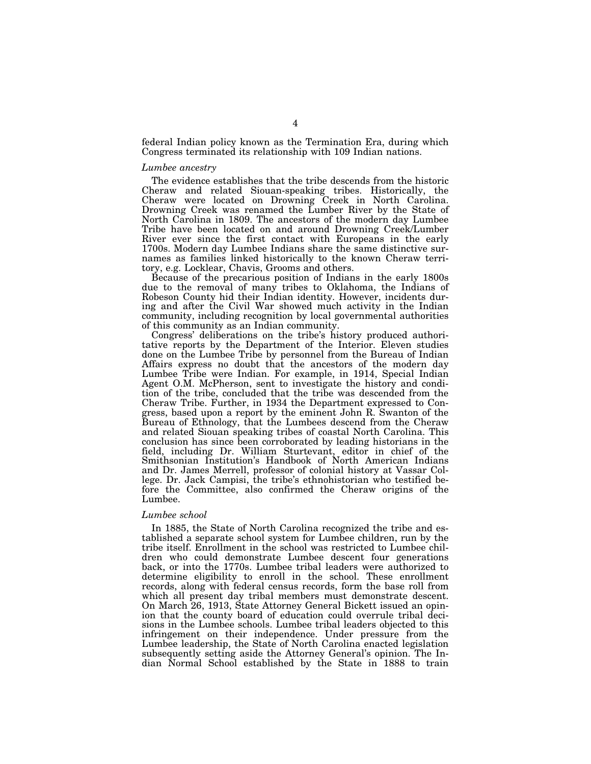federal Indian policy known as the Termination Era, during which Congress terminated its relationship with 109 Indian nations.

*Lumbee ancestry*

The evidence establishes that the tribe descends from the historic Cheraw and related Siouan-speaking tribes. Historically, the Cheraw were located on Drowning Creek in North Carolina. Drowning Creek was renamed the Lumber River by the State of North Carolina in 1809. The ancestors of the modern day Lumbee Tribe have been located on and around Drowning Creek/Lumber River ever since the first contact with Europeans in the early 1700s. Modern day Lumbee Indians share the same distinctive surnames as families linked historically to the known Cheraw territory, e.g. Locklear, Chavis, Grooms and others.

Because of the precarious position of Indians in the early 1800s due to the removal of many tribes to Oklahoma, the Indians of Robeson County hid their Indian identity. However, incidents during and after the Civil War showed much activity in the Indian community, including recognition by local governmental authorities of this community as an Indian community.

Congress' deliberations on the tribe's history produced authoritative reports by the Department of the Interior. Eleven studies done on the Lumbee Tribe by personnel from the Bureau of Indian Affairs express no doubt that the ancestors of the modern day Lumbee Tribe were Indian. For example, in 1914, Special Indian Agent O.M. McPherson, sent to investigate the history and condition of the tribe, concluded that the tribe was descended from the Cheraw Tribe. Further, in 1934 the Department expressed to Congress, based upon a report by the eminent John R. Swanton of the Bureau of Ethnology, that the Lumbees descend from the Cheraw and related Siouan speaking tribes of coastal North Carolina. This conclusion has since been corroborated by leading historians in the field, including Dr. William Sturtevant, editor in chief of the Smithsonian Institution's Handbook of North American Indians and Dr. James Merrell, professor of colonial history at Vassar College. Dr. Jack Campisi, the tribe's ethnohistorian who testified before the Committee, also confirmed the Cheraw origins of the Lumbee.

*Lumbee school*

In 1885, the State of North Carolina recognized the tribe and established a separate school system for Lumbee children, run by the tribe itself. Enrollment in the school was restricted to Lumbee children who could demonstrate Lumbee descent four generations back, or into the 1770s. Lumbee tribal leaders were authorized to determine eligibility to enroll in the school. These enrollment records, along with federal census records, form the base roll from which all present day tribal members must demonstrate descent. On March 26, 1913, State Attorney General Bickett issued an opinion that the county board of education could overrule tribal decisions in the Lumbee schools. Lumbee tribal leaders objected to this infringement on their independence. Under pressure from the Lumbee leadership, the State of North Carolina enacted legislation subsequently setting aside the Attorney General's opinion. The Indian Normal School established by the State in 1888 to train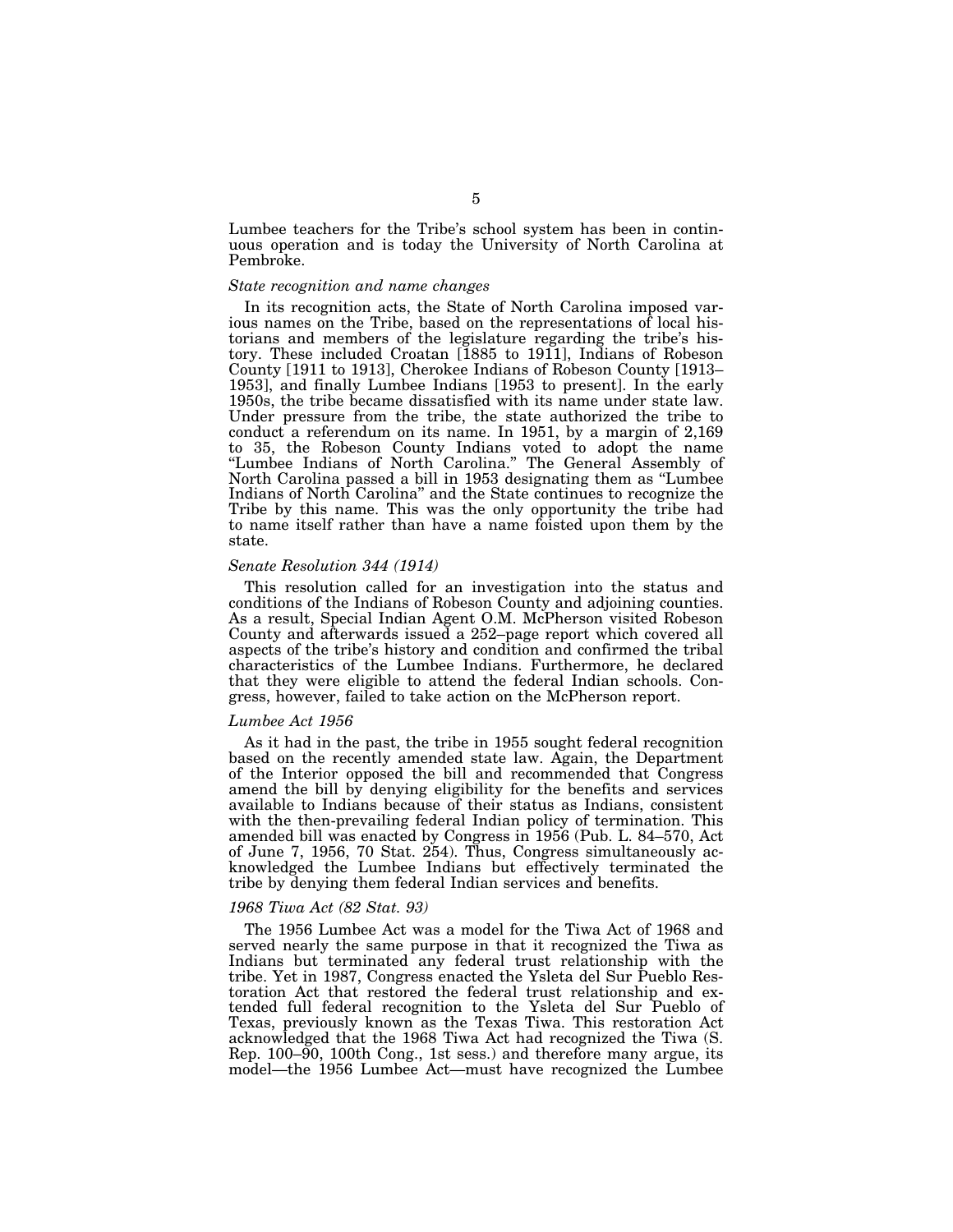Lumbee teachers for the Tribe's school system has been in continuous operation and is today the University of North Carolina at Pembroke.

*State recognition and name changes*

In its recognition acts, the State of North Carolina imposed various names on the Tribe, based on the representations of local historians and members of the legislature regarding the tribe's history. These included Croatan [1885 to 1911], Indians of Robeson County [1911 to 1913], Cherokee Indians of Robeson County [1913–1953], and finally Lumbee Indians [1953 to present]. In the early 1950s, the tribe became dissatisfied with its name under state law. Under pressure from the tribe, the state authorized the tribe to conduct a referendum on its name. In 1951, by a margin of 2,169 to 35, the Robeson County Indians voted to adopt the name "Lumbee Indians of North Carolina." The General Assembly of North Carolina passed a bill in 1953 designating them as "Lumbee Indians of North Carolina" and the State continues to recognize the Tribe by this name. This was the only opportunity the tribe had to name itself rather than have a name foisted upon them by the state.

*Senate Resolution 344 (1914)*

This resolution called for an investigation into the status and conditions of the Indians of Robeson County and adjoining counties. As a result, Special Indian Agent O.M. McPherson visited Robeson County and afterwards issued a 252–page report which covered all aspects of the tribe's history and condition and confirmed the tribal characteristics of the Lumbee Indians. Furthermore, he declared that they were eligible to attend the federal Indian schools. Congress, however, failed to take action on the McPherson report.

*Lumbee Act 1956*

As it had in the past, the tribe in 1955 sought federal recognition based on the recently amended state law. Again, the Department of the Interior opposed the bill and recommended that Congress amend the bill by denying eligibility for the benefits and services available to Indians because of their status as Indians, consistent with the then-prevailing federal Indian policy of termination. This amended bill was enacted by Congress in 1956 (Pub. L. 84–570, Act of June 7, 1956, 70 Stat. 254). Thus, Congress simultaneously acknowledged the Lumbee Indians but effectively terminated the tribe by denying them federal Indian services and benefits.

*1968 Tiwa Act (82 Stat. 93)*

The 1956 Lumbee Act was a model for the Tiwa Act of 1968 and served nearly the same purpose in that it recognized the Tiwa as Indians but terminated any federal trust relationship with the tribe. Yet in 1987, Congress enacted the Ysleta del Sur Pueblo Restoration Act that restored the federal trust relationship and extended full federal recognition to the Ysleta del Sur Pueblo of Texas, previously known as the Texas Tiwa. This restoration Act acknowledged that the 1968 Tiwa Act had recognized the Tiwa (S. Rep. 100–90, 100th Cong., 1st sess.) and therefore many argue, its model—the 1956 Lumbee Act—must have recognized the Lumbee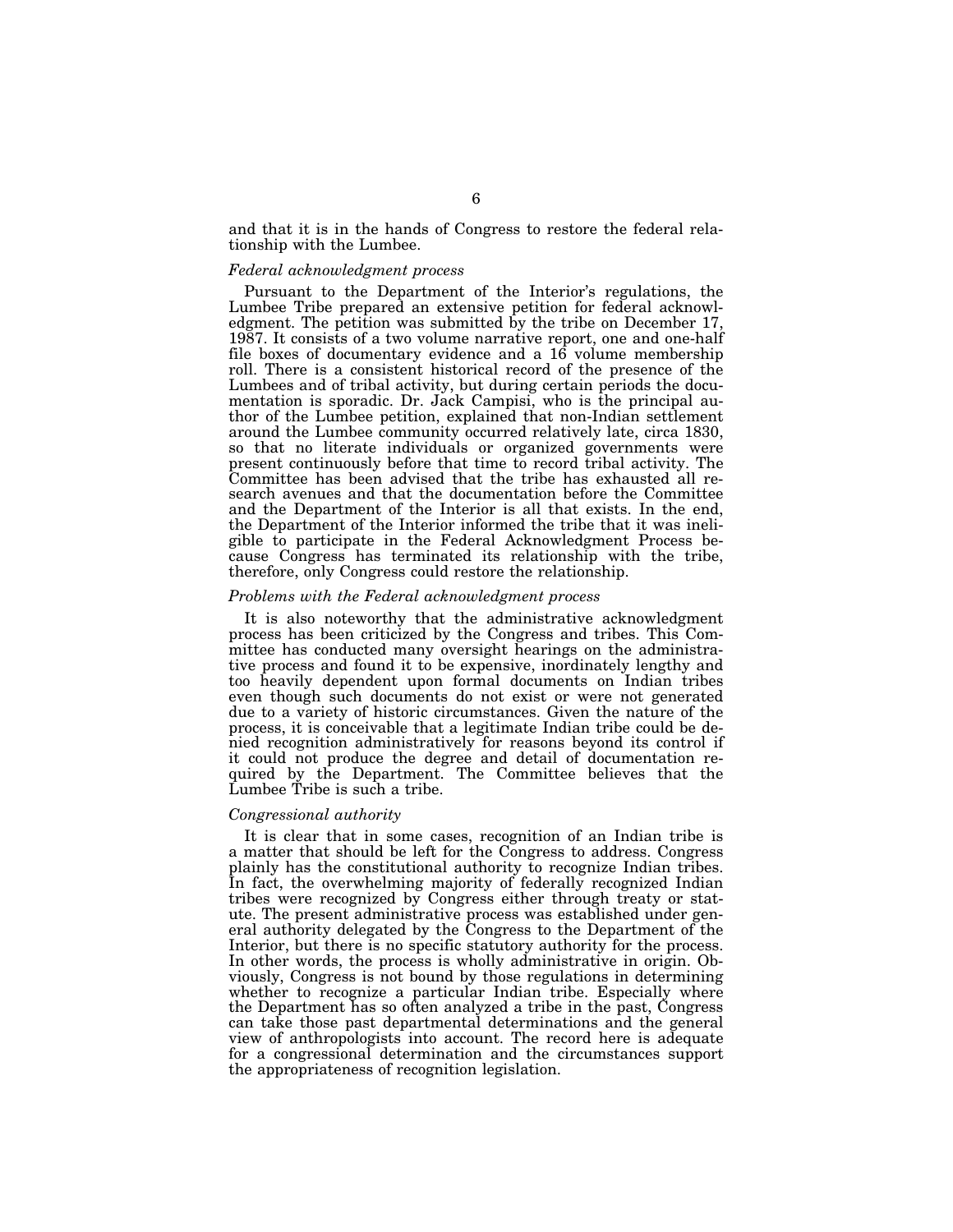and that it is in the hands of Congress to restore the federal relationship with the Lumbee.

*Federal acknowledgment process*

Pursuant to the Department of the Interior's regulations, the Lumbee Tribe prepared an extensive petition for federal acknowledgment. The petition was submitted by the tribe on December 17, 1987. It consists of a two volume narrative report, one and one-half file boxes of documentary evidence and a 16 volume membership roll. There is a consistent historical record of the presence of the Lumbees and of tribal activity, but during certain periods the documentation is sporadic. Dr. Jack Campisi, who is the principal author of the Lumbee petition, explained that non-Indian settlement around the Lumbee community occurred relatively late, circa 1830, so that no literate individuals or organized governments were present continuously before that time to record tribal activity. The Committee has been advised that the tribe has exhausted all research avenues and that the documentation before the Committee and the Department of the Interior is all that exists. In the end, the Department of the Interior informed the tribe that it was ineligible to participate in the Federal Acknowledgment Process because Congress has terminated its relationship with the tribe, therefore, only Congress could restore the relationship.

*Problems with the Federal acknowledgment process*

It is also noteworthy that the administrative acknowledgment process has been criticized by the Congress and tribes. This Committee has conducted many oversight hearings on the administrative process and found it to be expensive, inordinately lengthy and too heavily dependent upon formal documents on Indian tribes even though such documents do not exist or were not generated due to a variety of historic circumstances. Given the nature of the process, it is conceivable that a legitimate Indian tribe could be denied recognition administratively for reasons beyond its control if it could not produce the degree and detail of documentation required by the Department. The Committee believes that the Lumbee Tribe is such a tribe.

*Congressional authority*

It is clear that in some cases, recognition of an Indian tribe is a matter that should be left for the Congress to address. Congress plainly has the constitutional authority to recognize Indian tribes. In fact, the overwhelming majority of federally recognized Indian tribes were recognized by Congress either through treaty or statute. The present administrative process was established under general authority delegated by the Congress to the Department of the Interior, but there is no specific statutory authority for the process. In other words, the process is wholly administrative in origin. Obviously, Congress is not bound by those regulations in determining whether to recognize a particular Indian tribe. Especially where the Department has so often analyzed a tribe in the past, Congress can take those past departmental determinations and the general view of anthropologists into account. The record here is adequate for a congressional determination and the circumstances support the appropriateness of recognition legislation.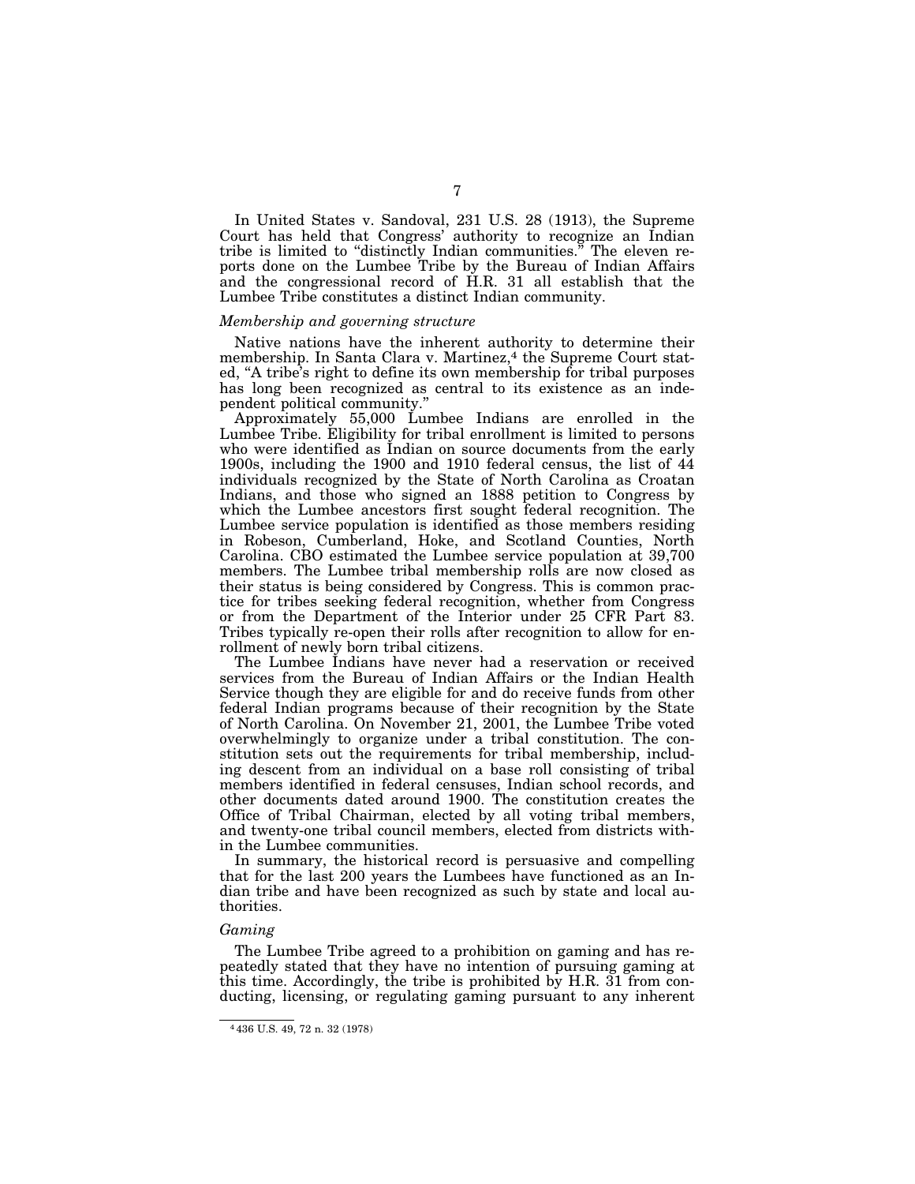In United States v. Sandoval, 231 U.S. 28 (1913), the Supreme Court has held that Congress' authority to recognize an Indian tribe is limited to "distinctly Indian communities." The eleven reports done on the Lumbee Tribe by the Bureau of Indian Affairs and the congressional record of H.R. 31 all establish that the Lumbee Tribe constitutes a distinct Indian community.

*Membership and governing structure*

Native nations have the inherent authority to determine their membership. In Santa Clara v. Martinez,[4] the Supreme Court stated, "A tribe's right to define its own membership for tribal purposes has long been recognized as central to its existence as an independent political community."

Approximately 55,000 Lumbee Indians are enrolled in the Lumbee Tribe. Eligibility for tribal enrollment is limited to persons who were identified as Indian on source documents from the early 1900s, including the 1900 and 1910 federal census, the list of 44 individuals recognized by the State of North Carolina as Croatan Indians, and those who signed an 1888 petition to Congress by which the Lumbee ancestors first sought federal recognition. The Lumbee service population is identified as those members residing in Robeson, Cumberland, Hoke, and Scotland Counties, North Carolina. CBO estimated the Lumbee service population at 39,700 members. The Lumbee tribal membership rolls are now closed as their status is being considered by Congress. This is common practice for tribes seeking federal recognition, whether from Congress or from the Department of the Interior under 25 CFR Part 83. Tribes typically re-open their rolls after recognition to allow for enrollment of newly born tribal citizens.

The Lumbee Indians have never had a reservation or received services from the Bureau of Indian Affairs or the Indian Health Service though they are eligible for and do receive funds from other federal Indian programs because of their recognition by the State of North Carolina. On November 21, 2001, the Lumbee Tribe voted overwhelmingly to organize under a tribal constitution. The constitution sets out the requirements for tribal membership, including descent from an individual on a base roll consisting of tribal members identified in federal censuses, Indian school records, and other documents dated around 1900. The constitution creates the Office of Tribal Chairman, elected by all voting tribal members, and twenty-one tribal council members, elected from districts within the Lumbee communities.

In summary, the historical record is persuasive and compelling that for the last 200 years the Lumbees have functioned as an Indian tribe and have been recognized as such by state and local authorities.

*Gaming*

The Lumbee Tribe agreed to a prohibition on gaming and has repeatedly stated that they have no intention of pursuing gaming at this time. Accordingly, the tribe is prohibited by H.R. 31 from conducting, licensing, or regulating gaming pursuant to any inherent

[4] 436 U.S. 49, 72 n. 32 (1978)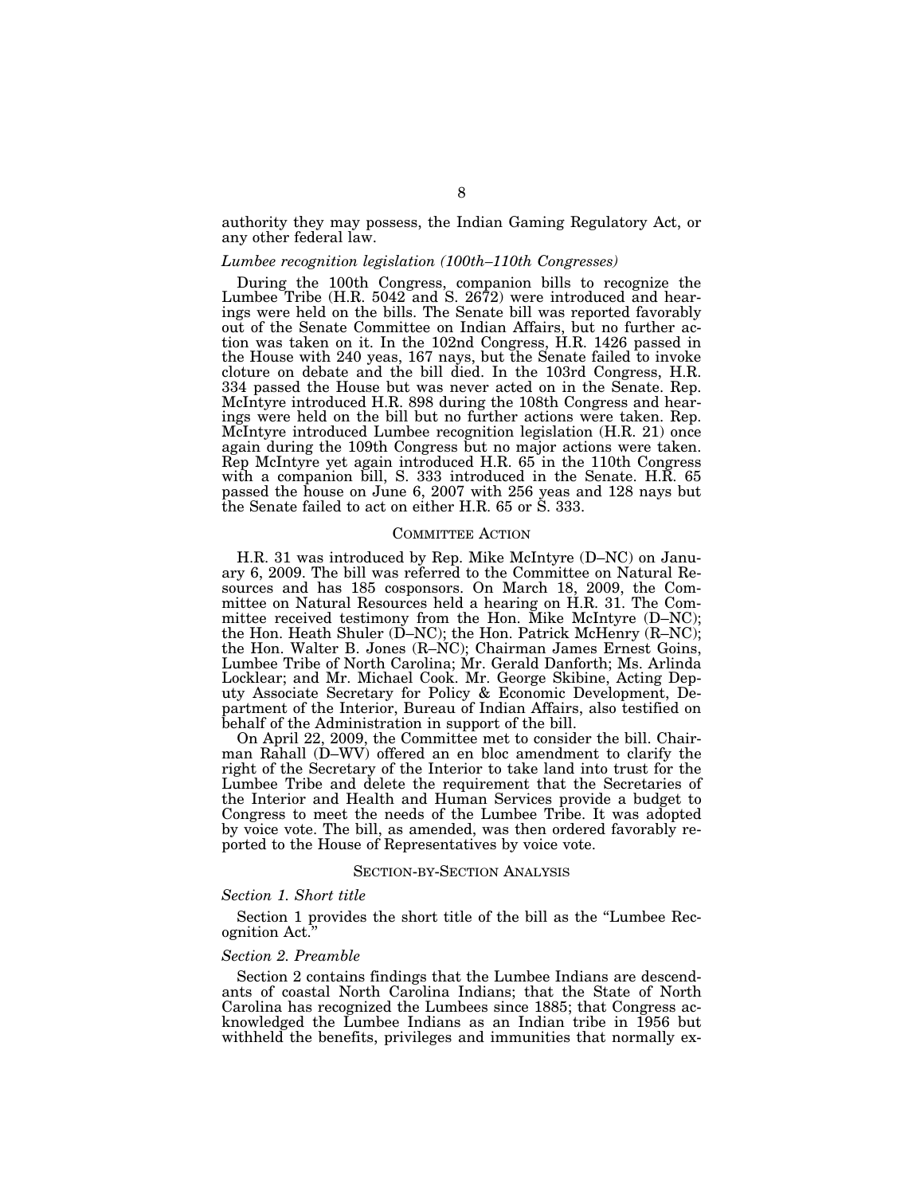authority they may possess, the Indian Gaming Regulatory Act, or any other federal law.

*Lumbee recognition legislation (100th–110th Congresses)*

During the 100th Congress, companion bills to recognize the Lumbee Tribe (H.R. 5042 and S. 2672) were introduced and hearings were held on the bills. The Senate bill was reported favorably out of the Senate Committee on Indian Affairs, but no further action was taken on it. In the 102nd Congress, H.R. 1426 passed in the House with 240 yeas, 167 nays, but the Senate failed to invoke cloture on debate and the bill died. In the 103rd Congress, H.R. 334 passed the House but was never acted on in the Senate. Rep. McIntyre introduced H.R. 898 during the 108th Congress and hearings were held on the bill but no further actions were taken. Rep. McIntyre introduced Lumbee recognition legislation (H.R. 21) once again during the 109th Congress but no major actions were taken. Rep McIntyre yet again introduced H.R. 65 in the 110th Congress with a companion bill, S. 333 introduced in the Senate. H.R. 65 passed the house on June 6, 2007 with 256 yeas and 128 nays but the Senate failed to act on either H.R. 65 or S. 333.

## COMMITTEE ACTION

H.R. 31 was introduced by Rep. Mike McIntyre (D–NC) on January 6, 2009. The bill was referred to the Committee on Natural Resources and has 185 cosponsors. On March 18, 2009, the Committee on Natural Resources held a hearing on H.R. 31. The Committee received testimony from the Hon. Mike McIntyre (D–NC); the Hon. Heath Shuler (D–NC); the Hon. Patrick McHenry (R–NC); the Hon. Walter B. Jones (R–NC); Chairman James Ernest Goins, Lumbee Tribe of North Carolina; Mr. Gerald Danforth; Ms. Arlinda Locklear; and Mr. Michael Cook. Mr. George Skibine, Acting Deputy Associate Secretary for Policy & Economic Development, Department of the Interior, Bureau of Indian Affairs, also testified on behalf of the Administration in support of the bill.

On April 22, 2009, the Committee met to consider the bill. Chairman Rahall (D–WV) offered an en bloc amendment to clarify the right of the Secretary of the Interior to take land into trust for the Lumbee Tribe and delete the requirement that the Secretaries of the Interior and Health and Human Services provide a budget to Congress to meet the needs of the Lumbee Tribe. It was adopted by voice vote. The bill, as amended, was then ordered favorably reported to the House of Representatives by voice vote.

## SECTION-BY-SECTION ANALYSIS

*Section 1. Short title*

Section 1 provides the short title of the bill as the "Lumbee Recognition Act."

*Section 2. Preamble*

Section 2 contains findings that the Lumbee Indians are descendants of coastal North Carolina Indians; that the State of North Carolina has recognized the Lumbees since 1885; that Congress acknowledged the Lumbee Indians as an Indian tribe in 1956 but withheld the benefits, privileges and immunities that normally ex-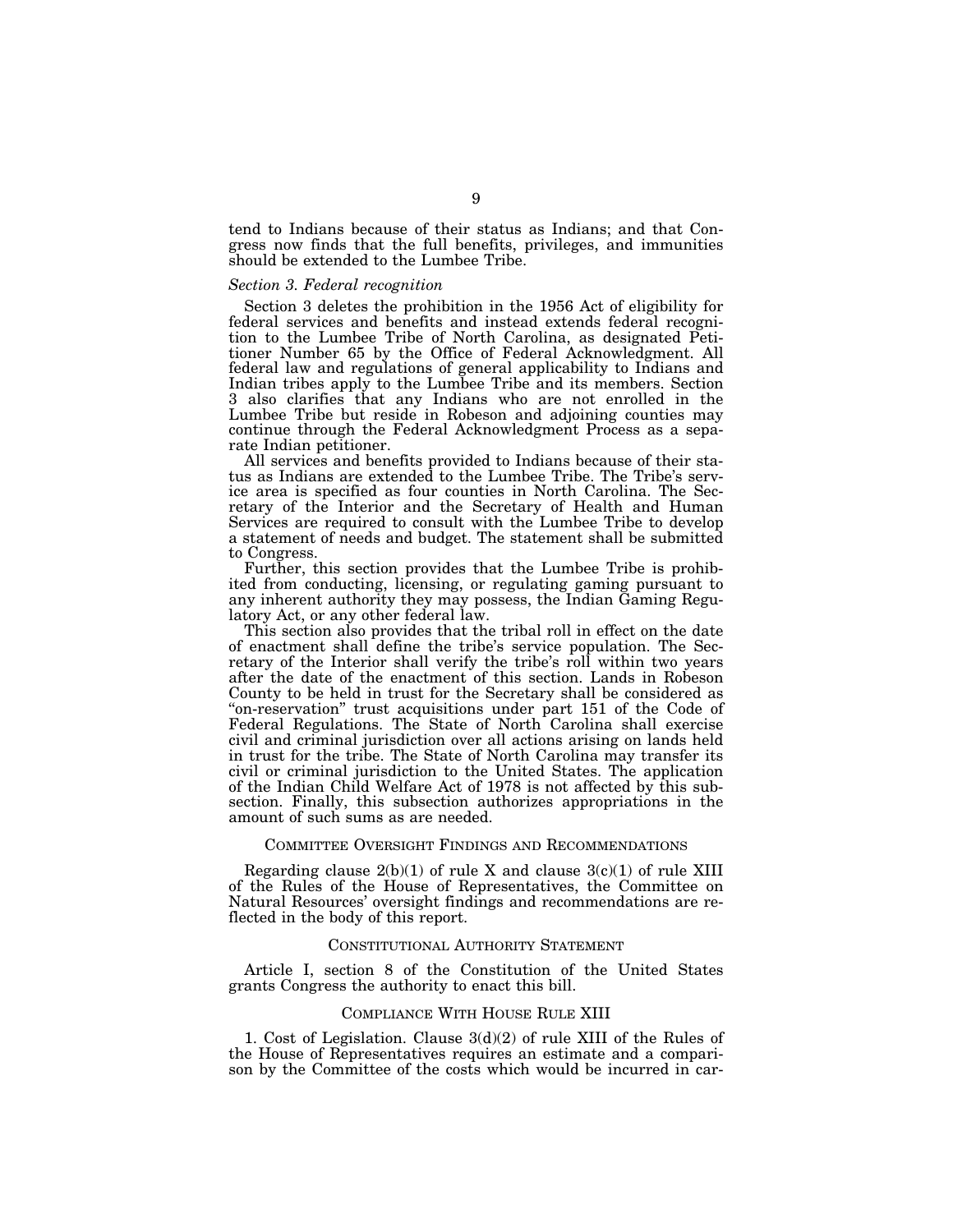tend to Indians because of their status as Indians; and that Congress now finds that the full benefits, privileges, and immunities should be extended to the Lumbee Tribe.

*Section 3. Federal recognition*

Section 3 deletes the prohibition in the 1956 Act of eligibility for federal services and benefits and instead extends federal recognition to the Lumbee Tribe of North Carolina, as designated Petitioner Number 65 by the Office of Federal Acknowledgment. All federal law and regulations of general applicability to Indians and Indian tribes apply to the Lumbee Tribe and its members. Section 3 also clarifies that any Indians who are not enrolled in the Lumbee Tribe but reside in Robeson and adjoining counties may continue through the Federal Acknowledgment Process as a separate Indian petitioner.

All services and benefits provided to Indians because of their status as Indians are extended to the Lumbee Tribe. The Tribe's service area is specified as four counties in North Carolina. The Secretary of the Interior and the Secretary of Health and Human Services are required to consult with the Lumbee Tribe to develop a statement of needs and budget. The statement shall be submitted to Congress.

Further, this section provides that the Lumbee Tribe is prohibited from conducting, licensing, or regulating gaming pursuant to any inherent authority they may possess, the Indian Gaming Regulatory Act, or any other federal law.

This section also provides that the tribal roll in effect on the date of enactment shall define the tribe's service population. The Secretary of the Interior shall verify the tribe's roll within two years after the date of the enactment of this section. Lands in Robeson County to be held in trust for the Secretary shall be considered as "on-reservation" trust acquisitions under part 151 of the Code of Federal Regulations. The State of North Carolina shall exercise civil and criminal jurisdiction over all actions arising on lands held in trust for the tribe. The State of North Carolina may transfer its civil or criminal jurisdiction to the United States. The application of the Indian Child Welfare Act of 1978 is not affected by this subsection. Finally, this subsection authorizes appropriations in the amount of such sums as are needed.

## COMMITTEE OVERSIGHT FINDINGS AND RECOMMENDATIONS

Regarding clause 2(b)(1) of rule X and clause 3(c)(1) of rule XIII of the Rules of the House of Representatives, the Committee on Natural Resources' oversight findings and recommendations are reflected in the body of this report.

## CONSTITUTIONAL AUTHORITY STATEMENT

Article I, section 8 of the Constitution of the United States grants Congress the authority to enact this bill.

## COMPLIANCE WITH HOUSE RULE XIII

1. Cost of Legislation. Clause 3(d)(2) of rule XIII of the Rules of the House of Representatives requires an estimate and a comparison by the Committee of the costs which would be incurred in car-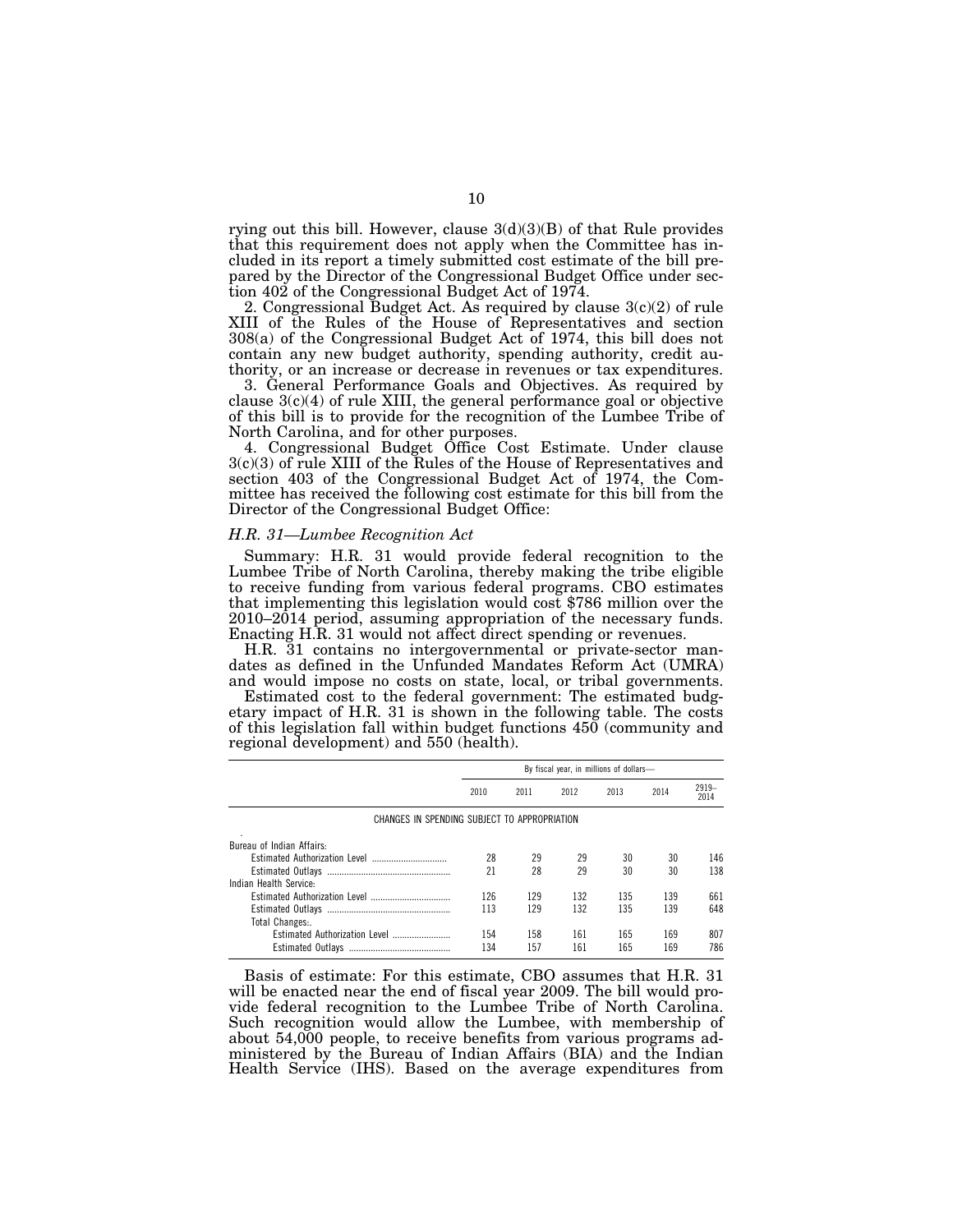rying out this bill. However, clause 3(d)(3)(B) of that Rule provides that this requirement does not apply when the Committee has included in its report a timely submitted cost estimate of the bill prepared by the Director of the Congressional Budget Office under section 402 of the Congressional Budget Act of 1974.

2. Congressional Budget Act. As required by clause 3(c)(2) of rule XIII of the Rules of the House of Representatives and section 308(a) of the Congressional Budget Act of 1974, this bill does not contain any new budget authority, spending authority, credit authority, or an increase or decrease in revenues or tax expenditures.

3. General Performance Goals and Objectives. As required by clause 3(c)(4) of rule XIII, the general performance goal or objective of this bill is to provide for the recognition of the Lumbee Tribe of North Carolina, and for other purposes.

4. Congressional Budget Office Cost Estimate. Under clause 3(c)(3) of rule XIII of the Rules of the House of Representatives and section 403 of the Congressional Budget Act of 1974, the Committee has received the following cost estimate for this bill from the Director of the Congressional Budget Office:

*H.R. 31—Lumbee Recognition Act*

Summary: H.R. 31 would provide federal recognition to the Lumbee Tribe of North Carolina, thereby making the tribe eligible to receive funding from various federal programs. CBO estimates that implementing this legislation would cost $786 million over the 2010–2014 period, assuming appropriation of the necessary funds. Enacting H.R. 31 would not affect direct spending or revenues.

H.R. 31 contains no intergovernmental or private-sector mandates as defined in the Unfunded Mandates Reform Act (UMRA) and would impose no costs on state, local, or tribal governments.

Estimated cost to the federal government: The estimated budgetary impact of H.R. 31 is shown in the following table. The costs of this legislation fall within budget functions 450 (community and regional development) and 550 (health).

| | By fiscal year, in millions of dollars— | | | | | |
|---|---|---|---|---|---|---|
| | 2010 | 2011 | 2012 | 2013 | 2014 | 2919–2014 |
| CHANGES IN SPENDING SUBJECT TO APPROPRIATION | | | | | | |
| Bureau of Indian Affairs: | | | | | | |
| Estimated Authorization Level | 28 | 29 | 29 | 30 | 30 | 146 |
| Estimated Outlays | 21 | 28 | 29 | 30 | 30 | 138 |
| Indian Health Service: | | | | | | |
| Estimated Authorization Level | 126 | 129 | 132 | 135 | 139 | 661 |
| Estimated Outlays | 113 | 129 | 132 | 135 | 139 | 648 |
| Total Changes:. | | | | | | |
| Estimated Authorization Level | 154 | 158 | 161 | 165 | 169 | 807 |
| Estimated Outlays | 134 | 157 | 161 | 165 | 169 | 786 |

Basis of estimate: For this estimate, CBO assumes that H.R. 31 will be enacted near the end of fiscal year 2009. The bill would provide federal recognition to the Lumbee Tribe of North Carolina. Such recognition would allow the Lumbee, with membership of about 54,000 people, to receive benefits from various programs administered by the Bureau of Indian Affairs (BIA) and the Indian Health Service (IHS). Based on the average expenditures from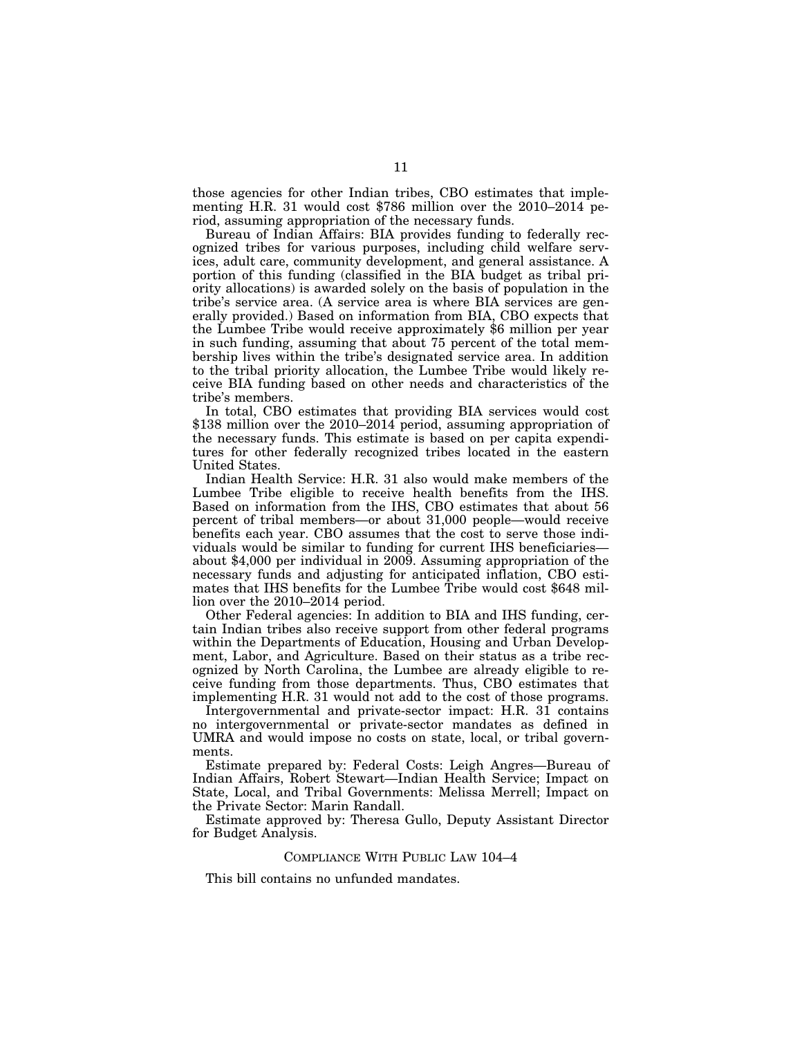those agencies for other Indian tribes, CBO estimates that implementing H.R. 31 would cost $786 million over the 2010–2014 period, assuming appropriation of the necessary funds.

Bureau of Indian Affairs: BIA provides funding to federally recognized tribes for various purposes, including child welfare services, adult care, community development, and general assistance. A portion of this funding (classified in the BIA budget as tribal priority allocations) is awarded solely on the basis of population in the tribe's service area. (A service area is where BIA services are generally provided.) Based on information from BIA, CBO expects that the Lumbee Tribe would receive approximately $6 million per year in such funding, assuming that about 75 percent of the total membership lives within the tribe's designated service area. In addition to the tribal priority allocation, the Lumbee Tribe would likely receive BIA funding based on other needs and characteristics of the tribe's members.

In total, CBO estimates that providing BIA services would cost $138 million over the 2010–2014 period, assuming appropriation of the necessary funds. This estimate is based on per capita expenditures for other federally recognized tribes located in the eastern United States.

Indian Health Service: H.R. 31 also would make members of the Lumbee Tribe eligible to receive health benefits from the IHS. Based on information from the IHS, CBO estimates that about 56 percent of tribal members—or about 31,000 people—would receive benefits each year. CBO assumes that the cost to serve those individuals would be similar to funding for current IHS beneficiaries—about $4,000 per individual in 2009. Assuming appropriation of the necessary funds and adjusting for anticipated inflation, CBO estimates that IHS benefits for the Lumbee Tribe would cost $648 million over the 2010–2014 period.

Other Federal agencies: In addition to BIA and IHS funding, certain Indian tribes also receive support from other federal programs within the Departments of Education, Housing and Urban Development, Labor, and Agriculture. Based on their status as a tribe recognized by North Carolina, the Lumbee are already eligible to receive funding from those departments. Thus, CBO estimates that implementing H.R. 31 would not add to the cost of those programs.

Intergovernmental and private-sector impact: H.R. 31 contains no intergovernmental or private-sector mandates as defined in UMRA and would impose no costs on state, local, or tribal governments.

Estimate prepared by: Federal Costs: Leigh Angres—Bureau of Indian Affairs, Robert Stewart—Indian Health Service; Impact on State, Local, and Tribal Governments: Melissa Merrell; Impact on the Private Sector: Marin Randall.

Estimate approved by: Theresa Gullo, Deputy Assistant Director for Budget Analysis.

## COMPLIANCE WITH PUBLIC LAW 104–4

This bill contains no unfunded mandates.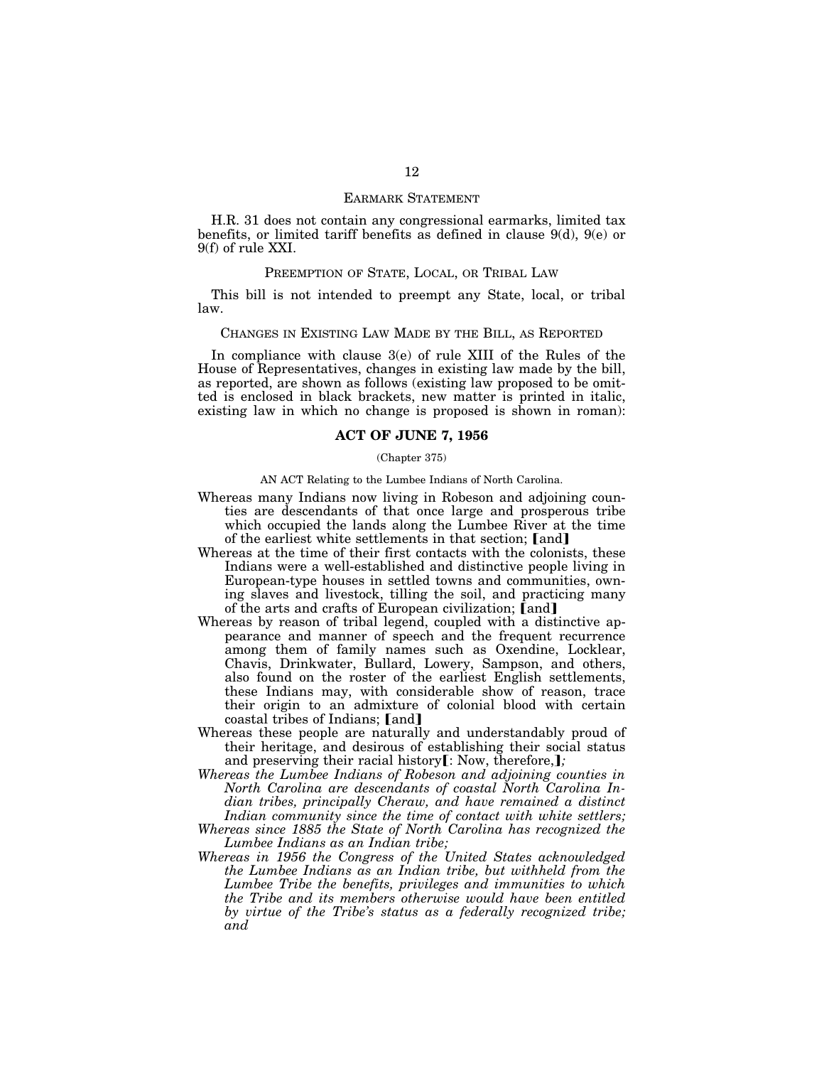## EARMARK STATEMENT

H.R. 31 does not contain any congressional earmarks, limited tax benefits, or limited tariff benefits as defined in clause 9(d), 9(e) or 9(f) of rule XXI.

## PREEMPTION OF STATE, LOCAL, OR TRIBAL LAW

This bill is not intended to preempt any State, local, or tribal law.

## CHANGES IN EXISTING LAW MADE BY THE BILL, AS REPORTED

In compliance with clause 3(e) of rule XIII of the Rules of the House of Representatives, changes in existing law made by the bill, as reported, are shown as follows (existing law proposed to be omitted is enclosed in black brackets, new matter is printed in italic, existing law in which no change is proposed is shown in roman):

### ACT OF JUNE 7, 1956

(Chapter 375)

AN ACT Relating to the Lumbee Indians of North Carolina.

Whereas many Indians now living in Robeson and adjoining counties are descendants of that once large and prosperous tribe which occupied the lands along the Lumbee River at the time of the earliest white settlements in that section; ⟦and⟧

Whereas at the time of their first contacts with the colonists, these Indians were a well-established and distinctive people living in European-type houses in settled towns and communities, owning slaves and livestock, tilling the soil, and practicing many of the arts and crafts of European civilization; ⟦and⟧

Whereas by reason of tribal legend, coupled with a distinctive appearance and manner of speech and the frequent recurrence among them of family names such as Oxendine, Locklear, Chavis, Drinkwater, Bullard, Lowery, Sampson, and others, also found on the roster of the earliest English settlements, these Indians may, with considerable show of reason, trace their origin to an admixture of colonial blood with certain coastal tribes of Indians; ⟦and⟧

Whereas these people are naturally and understandably proud of their heritage, and desirous of establishing their social status and preserving their racial history⟦: Now, therefore,⟧*;*

*Whereas the Lumbee Indians of Robeson and adjoining counties in North Carolina are descendants of coastal North Carolina Indian tribes, principally Cheraw, and have remained a distinct Indian community since the time of contact with white settlers;*

*Whereas since 1885 the State of North Carolina has recognized the Lumbee Indians as an Indian tribe;*

*Whereas in 1956 the Congress of the United States acknowledged the Lumbee Indians as an Indian tribe, but withheld from the Lumbee Tribe the benefits, privileges and immunities to which the Tribe and its members otherwise would have been entitled by virtue of the Tribe's status as a federally recognized tribe; and*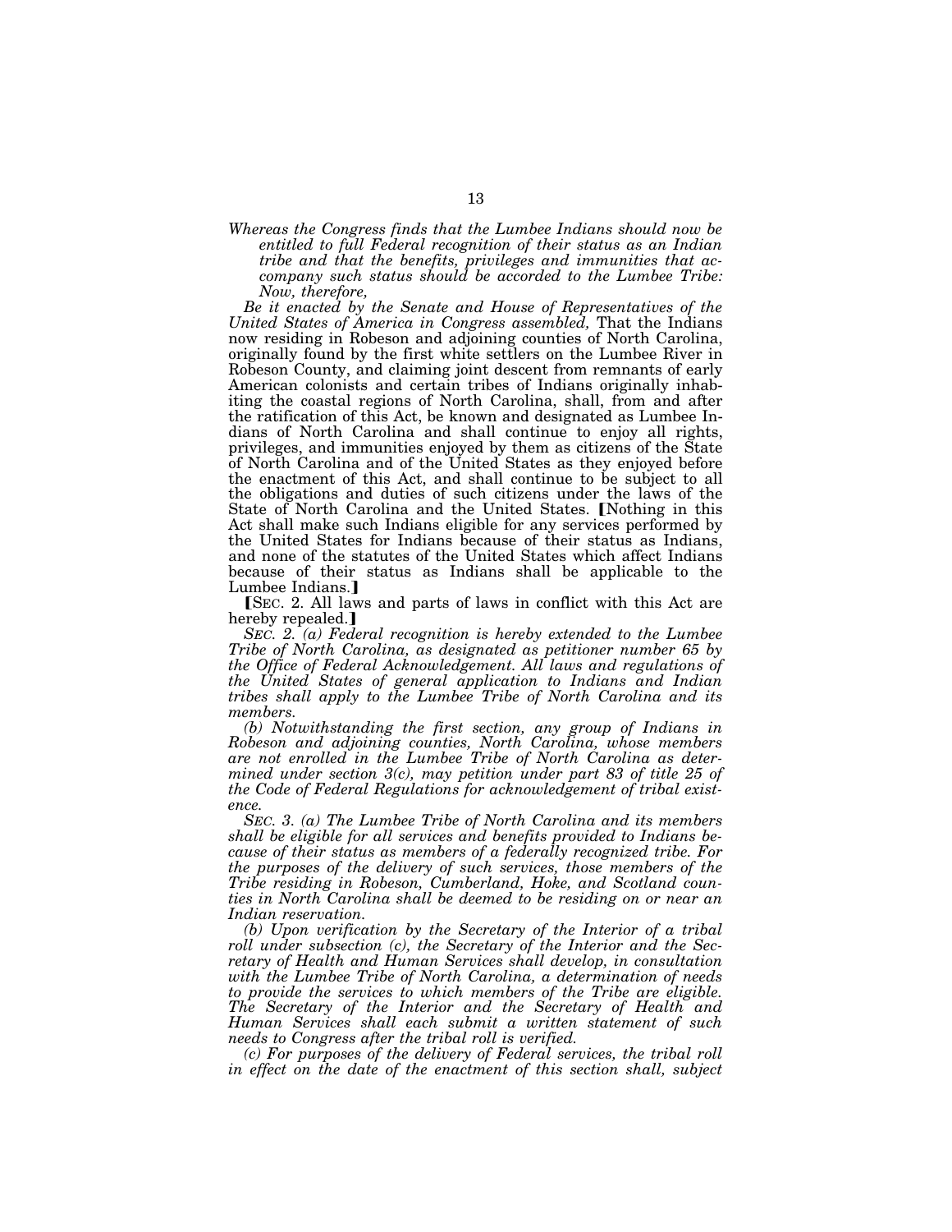*Whereas the Congress finds that the Lumbee Indians should now be entitled to full Federal recognition of their status as an Indian tribe and that the benefits, privileges and immunities that accompany such status should be accorded to the Lumbee Tribe: Now, therefore,*

*Be it enacted by the Senate and House of Representatives of the United States of America in Congress assembled,* That the Indians now residing in Robeson and adjoining counties of North Carolina, originally found by the first white settlers on the Lumbee River in Robeson County, and claiming joint descent from remnants of early American colonists and certain tribes of Indians originally inhabiting the coastal regions of North Carolina, shall, from and after the ratification of this Act, be known and designated as Lumbee Indians of North Carolina and shall continue to enjoy all rights, privileges, and immunities enjoyed by them as citizens of the State of North Carolina and of the United States as they enjoyed before the enactment of this Act, and shall continue to be subject to all the obligations and duties of such citizens under the laws of the State of North Carolina and the United States. ⟦Nothing in this Act shall make such Indians eligible for any services performed by the United States for Indians because of their status as Indians, and none of the statutes of the United States which affect Indians because of their status as Indians shall be applicable to the Lumbee Indians.⟧

⟦SEC. 2. All laws and parts of laws in conflict with this Act are hereby repealed.⟧

*SEC. 2. (a) Federal recognition is hereby extended to the Lumbee Tribe of North Carolina, as designated as petitioner number 65 by the Office of Federal Acknowledgement. All laws and regulations of the United States of general application to Indians and Indian tribes shall apply to the Lumbee Tribe of North Carolina and its members.*

*(b) Notwithstanding the first section, any group of Indians in Robeson and adjoining counties, North Carolina, whose members are not enrolled in the Lumbee Tribe of North Carolina as determined under section 3(c), may petition under part 83 of title 25 of the Code of Federal Regulations for acknowledgement of tribal existence.*

*SEC. 3. (a) The Lumbee Tribe of North Carolina and its members shall be eligible for all services and benefits provided to Indians because of their status as members of a federally recognized tribe. For the purposes of the delivery of such services, those members of the Tribe residing in Robeson, Cumberland, Hoke, and Scotland counties in North Carolina shall be deemed to be residing on or near an Indian reservation.*

*(b) Upon verification by the Secretary of the Interior of a tribal roll under subsection (c), the Secretary of the Interior and the Secretary of Health and Human Services shall develop, in consultation with the Lumbee Tribe of North Carolina, a determination of needs to provide the services to which members of the Tribe are eligible. The Secretary of the Interior and the Secretary of Health and Human Services shall each submit a written statement of such needs to Congress after the tribal roll is verified.*

*(c) For purposes of the delivery of Federal services, the tribal roll in effect on the date of the enactment of this section shall, subject*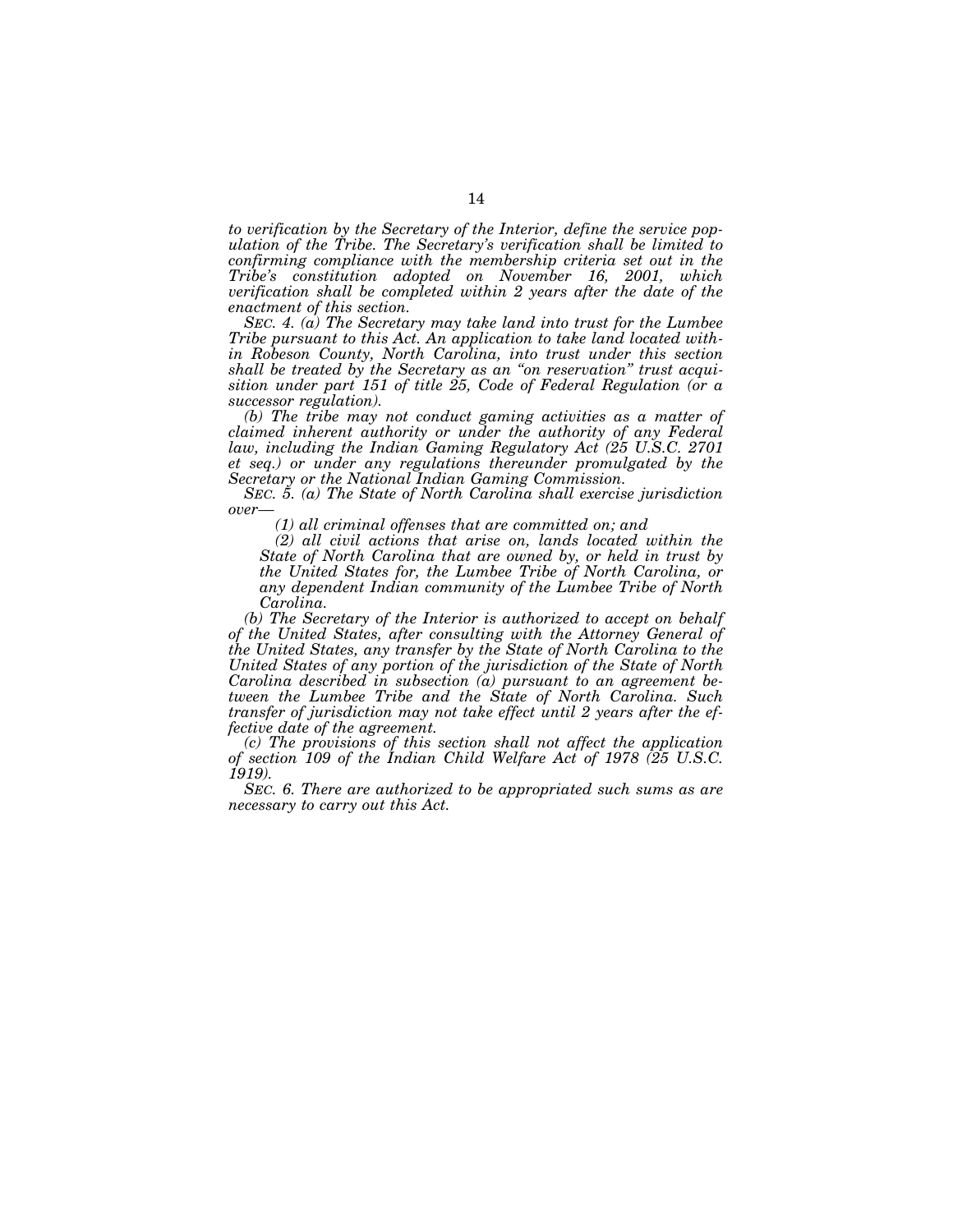*to verification by the Secretary of the Interior, define the service population of the Tribe. The Secretary's verification shall be limited to confirming compliance with the membership criteria set out in the Tribe's constitution adopted on November 16, 2001, which verification shall be completed within 2 years after the date of the enactment of this section.*

*SEC. 4. (a) The Secretary may take land into trust for the Lumbee Tribe pursuant to this Act. An application to take land located within Robeson County, North Carolina, into trust under this section shall be treated by the Secretary as an "on reservation" trust acquisition under part 151 of title 25, Code of Federal Regulation (or a successor regulation).*

*(b) The tribe may not conduct gaming activities as a matter of claimed inherent authority or under the authority of any Federal law, including the Indian Gaming Regulatory Act (25 U.S.C. 2701 et seq.) or under any regulations thereunder promulgated by the Secretary or the National Indian Gaming Commission.*

*SEC. 5. (a) The State of North Carolina shall exercise jurisdiction over—*

*(1) all criminal offenses that are committed on; and*

*(2) all civil actions that arise on, lands located within the State of North Carolina that are owned by, or held in trust by the United States for, the Lumbee Tribe of North Carolina, or any dependent Indian community of the Lumbee Tribe of North Carolina.*

*(b) The Secretary of the Interior is authorized to accept on behalf of the United States, after consulting with the Attorney General of the United States, any transfer by the State of North Carolina to the United States of any portion of the jurisdiction of the State of North Carolina described in subsection (a) pursuant to an agreement between the Lumbee Tribe and the State of North Carolina. Such transfer of jurisdiction may not take effect until 2 years after the effective date of the agreement.*

*(c) The provisions of this section shall not affect the application of section 109 of the Indian Child Welfare Act of 1978 (25 U.S.C. 1919).*

*SEC. 6. There are authorized to be appropriated such sums as are necessary to carry out this Act.*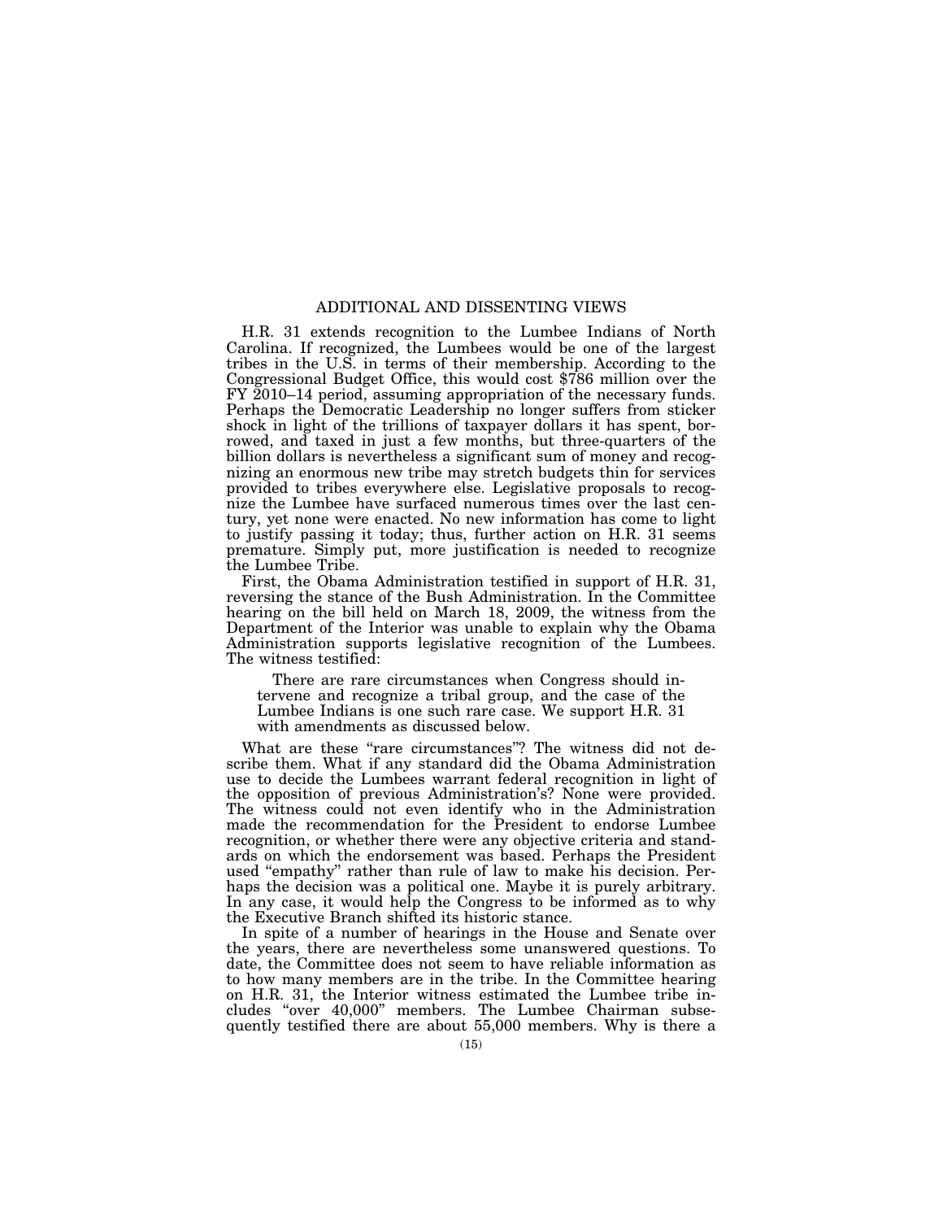# ADDITIONAL AND DISSENTING VIEWS

H.R. 31 extends recognition to the Lumbee Indians of North Carolina. If recognized, the Lumbees would be one of the largest tribes in the U.S. in terms of their membership. According to the Congressional Budget Office, this would cost $786 million over the FY 2010–14 period, assuming appropriation of the necessary funds. Perhaps the Democratic Leadership no longer suffers from sticker shock in light of the trillions of taxpayer dollars it has spent, borrowed, and taxed in just a few months, but three-quarters of the billion dollars is nevertheless a significant sum of money and recognizing an enormous new tribe may stretch budgets thin for services provided to tribes everywhere else. Legislative proposals to recognize the Lumbee have surfaced numerous times over the last century, yet none were enacted. No new information has come to light to justify passing it today; thus, further action on H.R. 31 seems premature. Simply put, more justification is needed to recognize the Lumbee Tribe.

First, the Obama Administration testified in support of H.R. 31, reversing the stance of the Bush Administration. In the Committee hearing on the bill held on March 18, 2009, the witness from the Department of the Interior was unable to explain why the Obama Administration supports legislative recognition of the Lumbees. The witness testified:

> There are rare circumstances when Congress should intervene and recognize a tribal group, and the case of the Lumbee Indians is one such rare case. We support H.R. 31 with amendments as discussed below.

What are these "rare circumstances"? The witness did not describe them. What if any standard did the Obama Administration use to decide the Lumbees warrant federal recognition in light of the opposition of previous Administration's? None were provided. The witness could not even identify who in the Administration made the recommendation for the President to endorse Lumbee recognition, or whether there were any objective criteria and standards on which the endorsement was based. Perhaps the President used "empathy" rather than rule of law to make his decision. Perhaps the decision was a political one. Maybe it is purely arbitrary. In any case, it would help the Congress to be informed as to why the Executive Branch shifted its historic stance.

In spite of a number of hearings in the House and Senate over the years, there are nevertheless some unanswered questions. To date, the Committee does not seem to have reliable information as to how many members are in the tribe. In the Committee hearing on H.R. 31, the Interior witness estimated the Lumbee tribe includes "over 40,000" members. The Lumbee Chairman subsequently testified there are about 55,000 members. Why is there a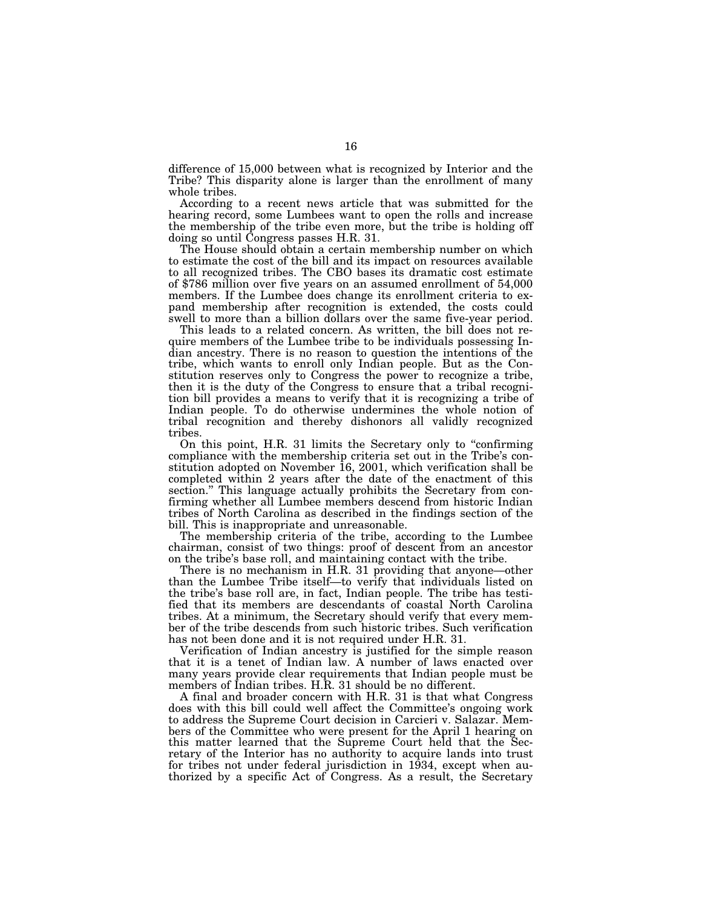difference of 15,000 between what is recognized by Interior and the Tribe? This disparity alone is larger than the enrollment of many whole tribes.

According to a recent news article that was submitted for the hearing record, some Lumbees want to open the rolls and increase the membership of the tribe even more, but the tribe is holding off doing so until Congress passes H.R. 31.

The House should obtain a certain membership number on which to estimate the cost of the bill and its impact on resources available to all recognized tribes. The CBO bases its dramatic cost estimate of $786 million over five years on an assumed enrollment of 54,000 members. If the Lumbee does change its enrollment criteria to expand membership after recognition is extended, the costs could swell to more than a billion dollars over the same five-year period.

This leads to a related concern. As written, the bill does not require members of the Lumbee tribe to be individuals possessing Indian ancestry. There is no reason to question the intentions of the tribe, which wants to enroll only Indian people. But as the Constitution reserves only to Congress the power to recognize a tribe, then it is the duty of the Congress to ensure that a tribal recognition bill provides a means to verify that it is recognizing a tribe of Indian people. To do otherwise undermines the whole notion of tribal recognition and thereby dishonors all validly recognized tribes.

On this point, H.R. 31 limits the Secretary only to "confirming compliance with the membership criteria set out in the Tribe's constitution adopted on November 16, 2001, which verification shall be completed within 2 years after the date of the enactment of this section." This language actually prohibits the Secretary from confirming whether all Lumbee members descend from historic Indian tribes of North Carolina as described in the findings section of the bill. This is inappropriate and unreasonable.

The membership criteria of the tribe, according to the Lumbee chairman, consist of two things: proof of descent from an ancestor on the tribe's base roll, and maintaining contact with the tribe.

There is no mechanism in H.R. 31 providing that anyone—other than the Lumbee Tribe itself—to verify that individuals listed on the tribe's base roll are, in fact, Indian people. The tribe has testified that its members are descendants of coastal North Carolina tribes. At a minimum, the Secretary should verify that every member of the tribe descends from such historic tribes. Such verification has not been done and it is not required under H.R. 31.

Verification of Indian ancestry is justified for the simple reason that it is a tenet of Indian law. A number of laws enacted over many years provide clear requirements that Indian people must be members of Indian tribes. H.R. 31 should be no different.

A final and broader concern with H.R. 31 is that what Congress does with this bill could well affect the Committee's ongoing work to address the Supreme Court decision in Carcieri v. Salazar. Members of the Committee who were present for the April 1 hearing on this matter learned that the Supreme Court held that the Secretary of the Interior has no authority to acquire lands into trust for tribes not under federal jurisdiction in 1934, except when authorized by a specific Act of Congress. As a result, the Secretary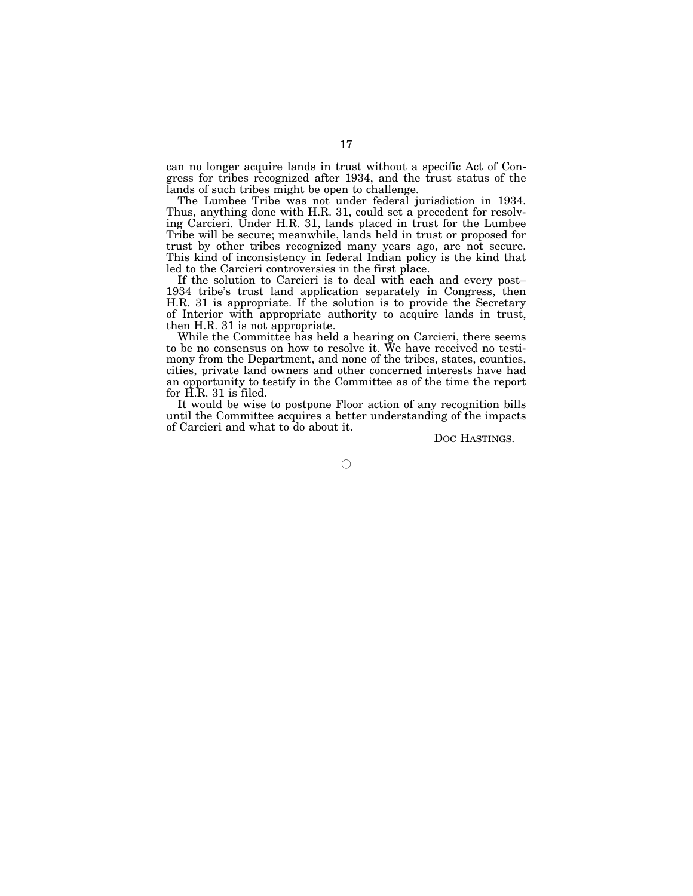can no longer acquire lands in trust without a specific Act of Congress for tribes recognized after 1934, and the trust status of the lands of such tribes might be open to challenge.

The Lumbee Tribe was not under federal jurisdiction in 1934. Thus, anything done with H.R. 31, could set a precedent for resolving Carcieri. Under H.R. 31, lands placed in trust for the Lumbee Tribe will be secure; meanwhile, lands held in trust or proposed for trust by other tribes recognized many years ago, are not secure. This kind of inconsistency in federal Indian policy is the kind that led to the Carcieri controversies in the first place.

If the solution to Carcieri is to deal with each and every post–1934 tribe's trust land application separately in Congress, then H.R. 31 is appropriate. If the solution is to provide the Secretary of Interior with appropriate authority to acquire lands in trust, then H.R. 31 is not appropriate.

While the Committee has held a hearing on Carcieri, there seems to be no consensus on how to resolve it. We have received no testimony from the Department, and none of the tribes, states, counties, cities, private land owners and other concerned interests have had an opportunity to testify in the Committee as of the time the report for H.R. 31 is filed.

It would be wise to postpone Floor action of any recognition bills until the Committee acquires a better understanding of the impacts of Carcieri and what to do about it.

DOC HASTINGS.